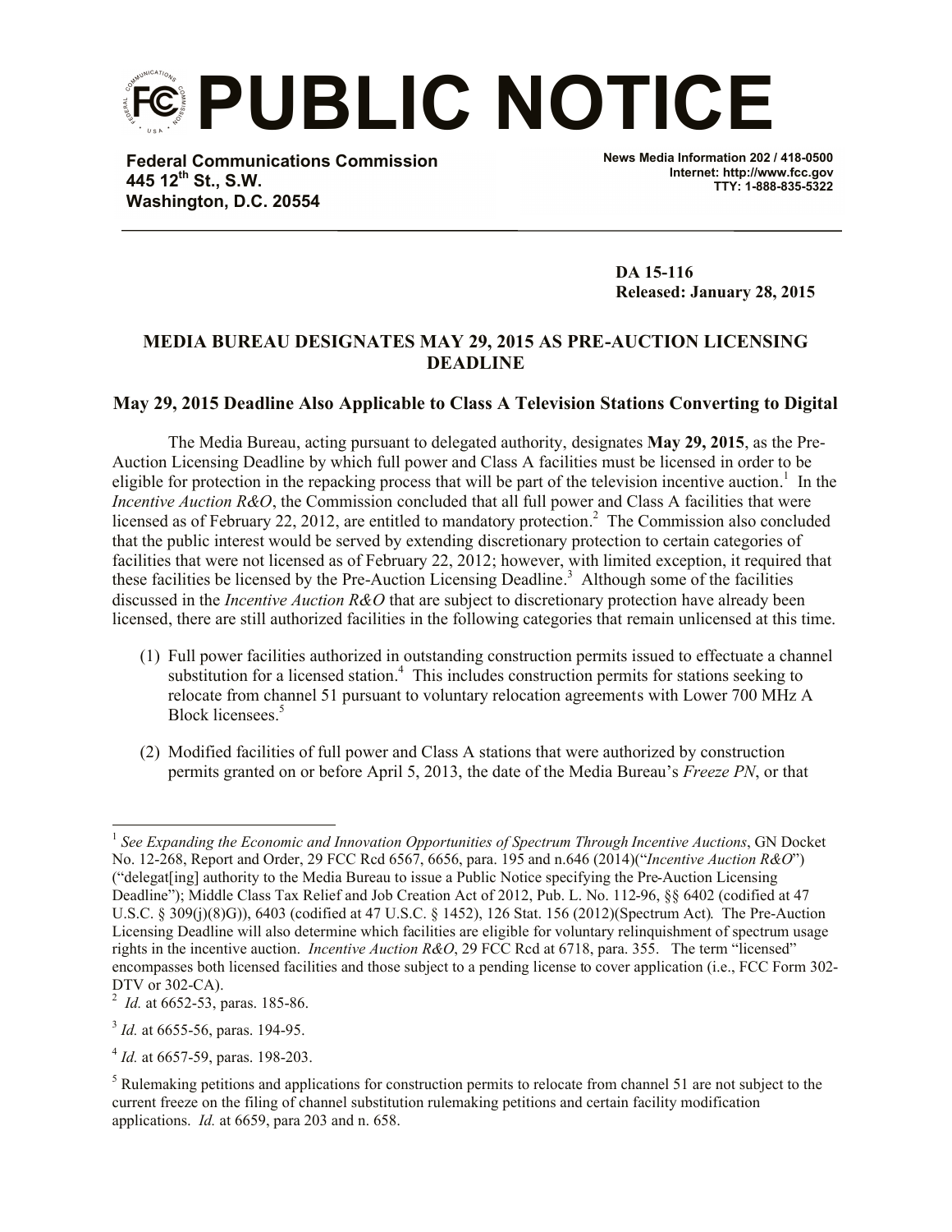# PUBLIC NOTICE

**Federal Communications Commission**
**445 12th St., S.W.**
**Washington, D.C. 20554**

**News Media Information 202 / 418-0500**
**Internet: http://www.fcc.gov**
**TTY: 1-888-835-5322**

**DA 15-116**
**Released: January 28, 2015**

## MEDIA BUREAU DESIGNATES MAY 29, 2015 AS PRE-AUCTION LICENSING DEADLINE

### May 29, 2015 Deadline Also Applicable to Class A Television Stations Converting to Digital

The Media Bureau, acting pursuant to delegated authority, designates **May 29, 2015**, as the Pre-Auction Licensing Deadline by which full power and Class A facilities must be licensed in order to be eligible for protection in the repacking process that will be part of the television incentive auction.[1] In the *Incentive Auction R&O*, the Commission concluded that all full power and Class A facilities that were licensed as of February 22, 2012, are entitled to mandatory protection.[2] The Commission also concluded that the public interest would be served by extending discretionary protection to certain categories of facilities that were not licensed as of February 22, 2012; however, with limited exception, it required that these facilities be licensed by the Pre-Auction Licensing Deadline.[3] Although some of the facilities discussed in the *Incentive Auction R&O* that are subject to discretionary protection have already been licensed, there are still authorized facilities in the following categories that remain unlicensed at this time.

(1) Full power facilities authorized in outstanding construction permits issued to effectuate a channel substitution for a licensed station.[4] This includes construction permits for stations seeking to relocate from channel 51 pursuant to voluntary relocation agreements with Lower 700 MHz A Block licensees.[5]

(2) Modified facilities of full power and Class A stations that were authorized by construction permits granted on or before April 5, 2013, the date of the Media Bureau's *Freeze PN*, or that

---

[1] *See Expanding the Economic and Innovation Opportunities of Spectrum Through Incentive Auctions*, GN Docket No. 12-268, Report and Order, 29 FCC Rcd 6567, 6656, para. 195 and n.646 (2014)("*Incentive Auction R&O*") ("delegat[ing] authority to the Media Bureau to issue a Public Notice specifying the Pre-Auction Licensing Deadline"); Middle Class Tax Relief and Job Creation Act of 2012, Pub. L. No. 112-96, §§ 6402 (codified at 47 U.S.C. § 309(j)(8)G)), 6403 (codified at 47 U.S.C. § 1452), 126 Stat. 156 (2012)(Spectrum Act). The Pre-Auction Licensing Deadline will also determine which facilities are eligible for voluntary relinquishment of spectrum usage rights in the incentive auction. *Incentive Auction R&O*, 29 FCC Rcd at 6718, para. 355. The term "licensed" encompasses both licensed facilities and those subject to a pending license to cover application (i.e., FCC Form 302-DTV or 302-CA).

[2] *Id.* at 6652-53, paras. 185-86.

[3] *Id.* at 6655-56, paras. 194-95.

[4] *Id.* at 6657-59, paras. 198-203.

[5] Rulemaking petitions and applications for construction permits to relocate from channel 51 are not subject to the current freeze on the filing of channel substitution rulemaking petitions and certain facility modification applications. *Id.* at 6659, para 203 and n. 658.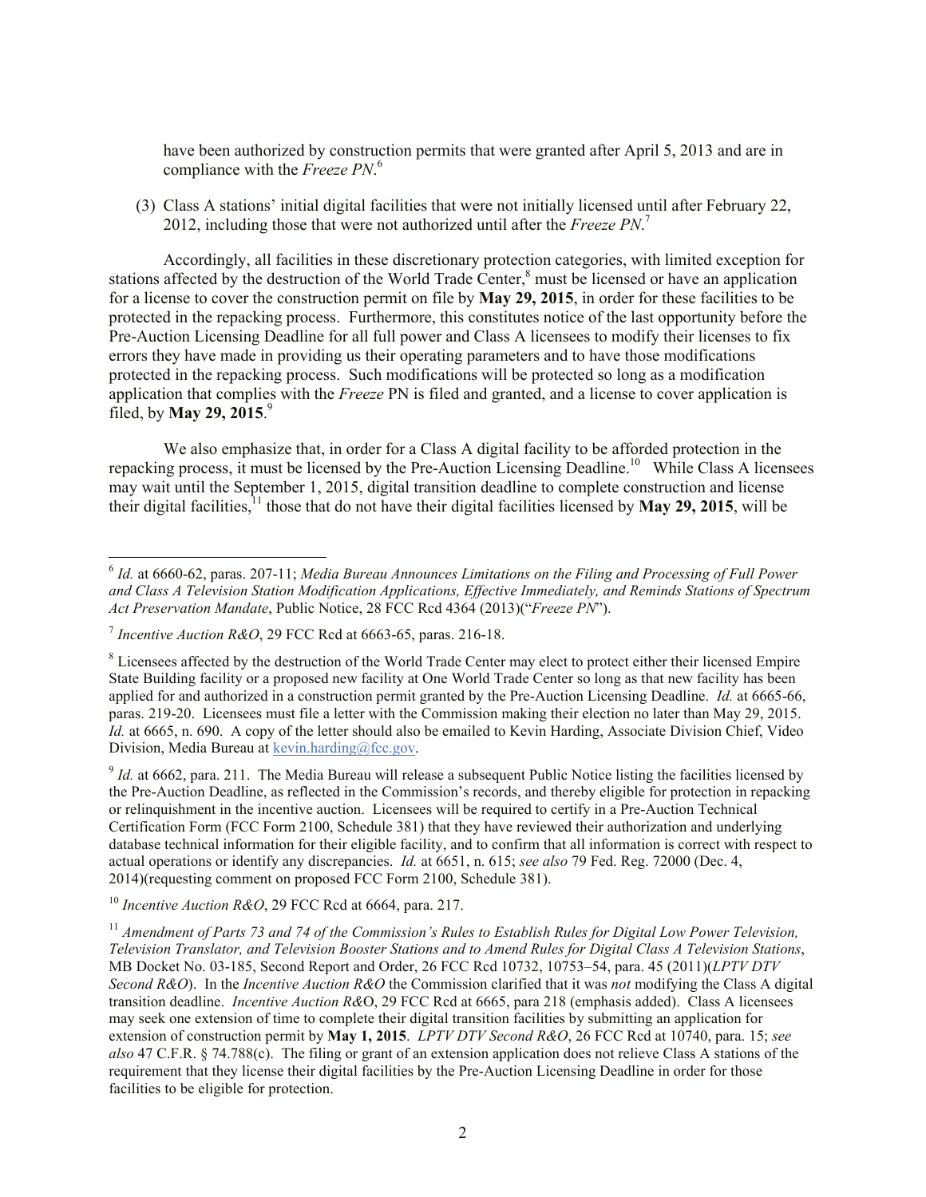have been authorized by construction permits that were granted after April 5, 2013 and are in compliance with the *Freeze PN*.[6]

(3) Class A stations' initial digital facilities that were not initially licensed until after February 22, 2012, including those that were not authorized until after the *Freeze PN*.[7]

Accordingly, all facilities in these discretionary protection categories, with limited exception for stations affected by the destruction of the World Trade Center,[8] must be licensed or have an application for a license to cover the construction permit on file by **May 29, 2015**, in order for these facilities to be protected in the repacking process. Furthermore, this constitutes notice of the last opportunity before the Pre-Auction Licensing Deadline for all full power and Class A licensees to modify their licenses to fix errors they have made in providing us their operating parameters and to have those modifications protected in the repacking process. Such modifications will be protected so long as a modification application that complies with the *Freeze* PN is filed and granted, and a license to cover application is filed, by **May 29, 2015**.[9]

We also emphasize that, in order for a Class A digital facility to be afforded protection in the repacking process, it must be licensed by the Pre-Auction Licensing Deadline.[10] While Class A licensees may wait until the September 1, 2015, digital transition deadline to complete construction and license their digital facilities,[11] those that do not have their digital facilities licensed by **May 29, 2015**, will be

---

[6] *Id.* at 6660-62, paras. 207-11; *Media Bureau Announces Limitations on the Filing and Processing of Full Power and Class A Television Station Modification Applications, Effective Immediately, and Reminds Stations of Spectrum Act Preservation Mandate*, Public Notice, 28 FCC Rcd 4364 (2013)("*Freeze PN*").

[7] *Incentive Auction R&O*, 29 FCC Rcd at 6663-65, paras. 216-18.

[8] Licensees affected by the destruction of the World Trade Center may elect to protect either their licensed Empire State Building facility or a proposed new facility at One World Trade Center so long as that new facility has been applied for and authorized in a construction permit granted by the Pre-Auction Licensing Deadline. *Id.* at 6665-66, paras. 219-20. Licensees must file a letter with the Commission making their election no later than May 29, 2015. *Id.* at 6665, n. 690. A copy of the letter should also be emailed to Kevin Harding, Associate Division Chief, Video Division, Media Bureau at kevin.harding@fcc.gov.

[9] *Id.* at 6662, para. 211. The Media Bureau will release a subsequent Public Notice listing the facilities licensed by the Pre-Auction Deadline, as reflected in the Commission's records, and thereby eligible for protection in repacking or relinquishment in the incentive auction. Licensees will be required to certify in a Pre-Auction Technical Certification Form (FCC Form 2100, Schedule 381) that they have reviewed their authorization and underlying database technical information for their eligible facility, and to confirm that all information is correct with respect to actual operations or identify any discrepancies. *Id.* at 6651, n. 615; *see also* 79 Fed. Reg. 72000 (Dec. 4, 2014)(requesting comment on proposed FCC Form 2100, Schedule 381).

[10] *Incentive Auction R&O*, 29 FCC Rcd at 6664, para. 217.

[11] *Amendment of Parts 73 and 74 of the Commission's Rules to Establish Rules for Digital Low Power Television, Television Translator, and Television Booster Stations and to Amend Rules for Digital Class A Television Stations*, MB Docket No. 03-185, Second Report and Order, 26 FCC Rcd 10732, 10753–54, para. 45 (2011)(*LPTV DTV Second R&O*). In the *Incentive Auction R&O* the Commission clarified that it was *not* modifying the Class A digital transition deadline. *Incentive Auction R&O*, 29 FCC Rcd at 6665, para 218 (emphasis added). Class A licensees may seek one extension of time to complete their digital transition facilities by submitting an application for extension of construction permit by **May 1, 2015**. *LPTV DTV Second R&O*, 26 FCC Rcd at 10740, para. 15; *see also* 47 C.F.R. § 74.788(c). The filing or grant of an extension application does not relieve Class A stations of the requirement that they license their digital facilities by the Pre-Auction Licensing Deadline in order for those facilities to be eligible for protection.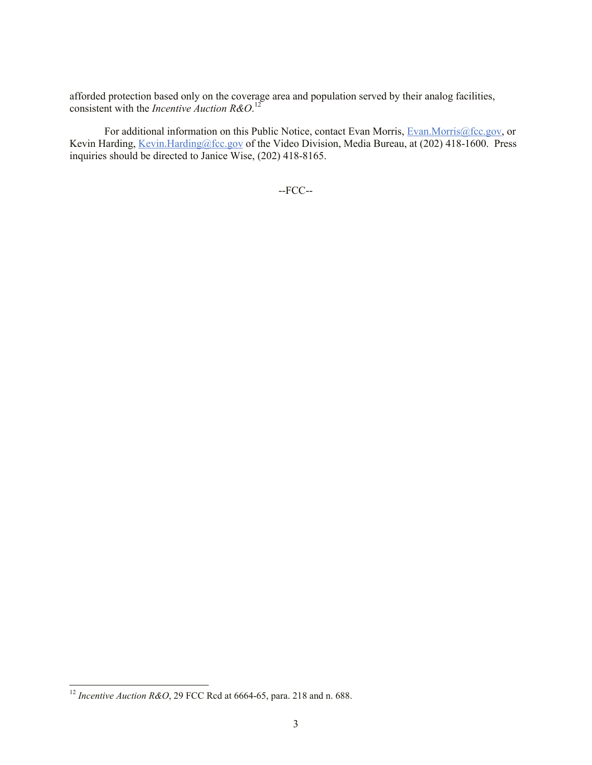afforded protection based only on the coverage area and population served by their analog facilities, consistent with the *Incentive Auction R&O*.[12]

For additional information on this Public Notice, contact Evan Morris, Evan.Morris@fcc.gov, or Kevin Harding, Kevin.Harding@fcc.gov of the Video Division, Media Bureau, at (202) 418-1600. Press inquiries should be directed to Janice Wise, (202) 418-8165.

--FCC--

---

[12] *Incentive Auction R&O*, 29 FCC Rcd at 6664-65, para. 218 and n. 688.